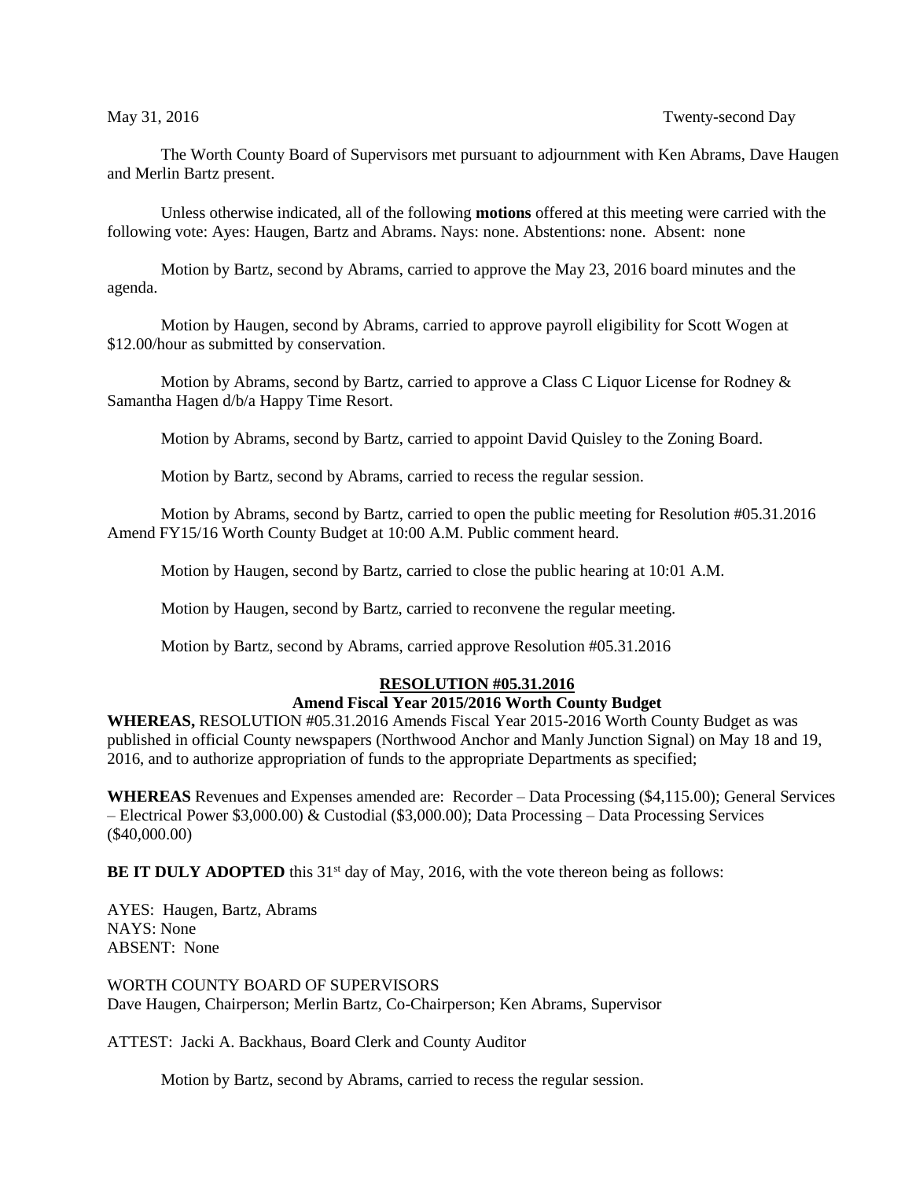May 31, 2016 Twenty-second Day

The Worth County Board of Supervisors met pursuant to adjournment with Ken Abrams, Dave Haugen and Merlin Bartz present.

Unless otherwise indicated, all of the following **motions** offered at this meeting were carried with the following vote: Ayes: Haugen, Bartz and Abrams. Nays: none. Abstentions: none. Absent: none

Motion by Bartz, second by Abrams, carried to approve the May 23, 2016 board minutes and the agenda.

Motion by Haugen, second by Abrams, carried to approve payroll eligibility for Scott Wogen at $12.00/hour as submitted by conservation.

Motion by Abrams, second by Bartz, carried to approve a Class C Liquor License for Rodney & Samantha Hagen d/b/a Happy Time Resort.

Motion by Abrams, second by Bartz, carried to appoint David Quisley to the Zoning Board.

Motion by Bartz, second by Abrams, carried to recess the regular session.

Motion by Abrams, second by Bartz, carried to open the public meeting for Resolution #05.31.2016 Amend FY15/16 Worth County Budget at 10:00 A.M. Public comment heard.

Motion by Haugen, second by Bartz, carried to close the public hearing at 10:01 A.M.

Motion by Haugen, second by Bartz, carried to reconvene the regular meeting.

Motion by Bartz, second by Abrams, carried approve Resolution #05.31.2016

**RESOLUTION #05.31.2016**

**Amend Fiscal Year 2015/2016 Worth County Budget**

**WHEREAS,** RESOLUTION #05.31.2016 Amends Fiscal Year 2015-2016 Worth County Budget as was published in official County newspapers (Northwood Anchor and Manly Junction Signal) on May 18 and 19, 2016, and to authorize appropriation of funds to the appropriate Departments as specified;

**WHEREAS** Revenues and Expenses amended are: Recorder – Data Processing ($4,115.00); General Services – Electrical Power $3,000.00) & Custodial ($3,000.00); Data Processing – Data Processing Services ($40,000.00)

**BE IT DULY ADOPTED** this 31st day of May, 2016, with the vote thereon being as follows:

AYES: Haugen, Bartz, Abrams
NAYS: None
ABSENT: None

WORTH COUNTY BOARD OF SUPERVISORS
Dave Haugen, Chairperson; Merlin Bartz, Co-Chairperson; Ken Abrams, Supervisor

ATTEST: Jacki A. Backhaus, Board Clerk and County Auditor

Motion by Bartz, second by Abrams, carried to recess the regular session.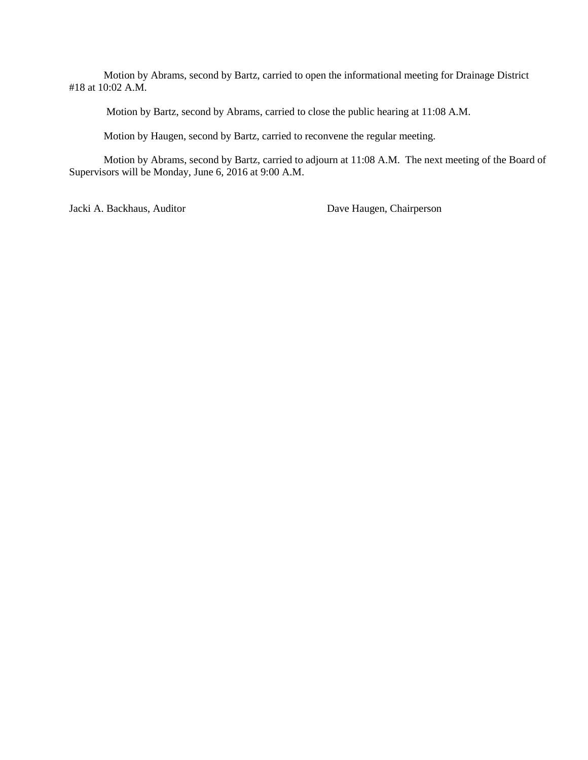Motion by Abrams, second by Bartz, carried to open the informational meeting for Drainage District #18 at 10:02 A.M.

Motion by Bartz, second by Abrams, carried to close the public hearing at 11:08 A.M.

Motion by Haugen, second by Bartz, carried to reconvene the regular meeting.

Motion by Abrams, second by Bartz, carried to adjourn at 11:08 A.M. The next meeting of the Board of Supervisors will be Monday, June 6, 2016 at 9:00 A.M.

Jacki A. Backhaus, Auditor　　　　　　　　Dave Haugen, Chairperson